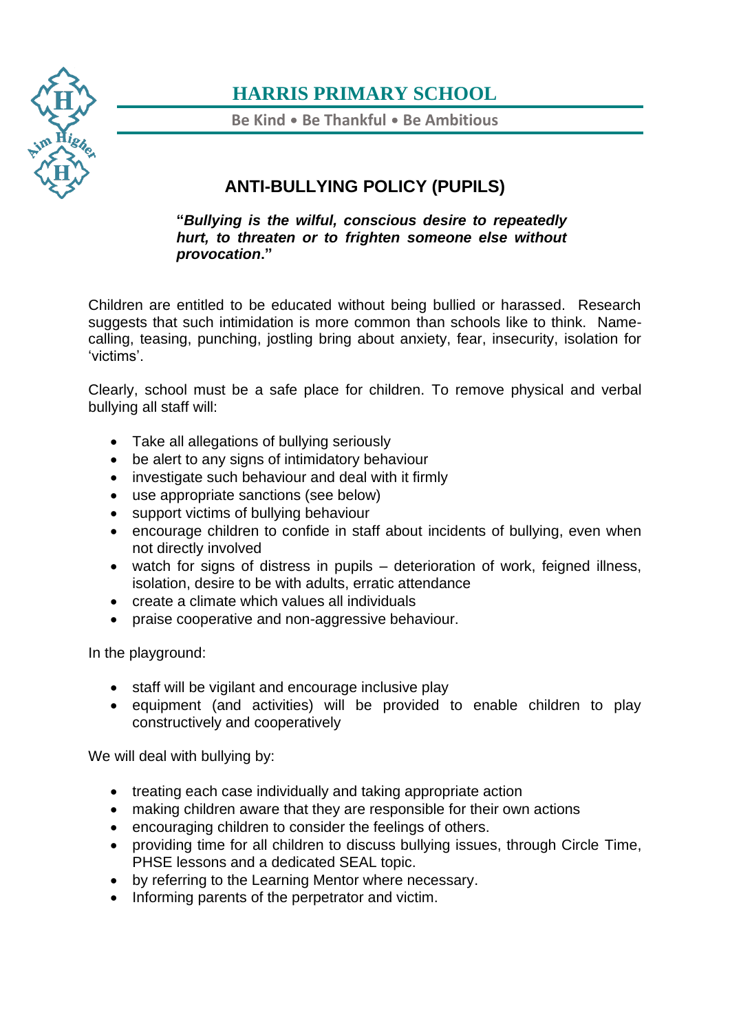# HARRIS PRIMARY SCHOOL

**Be Kind • Be Thankful • Be Ambitious**

## ANTI-BULLYING POLICY (PUPILS)

**"*Bullying is the wilful, conscious desire to repeatedly hurt, to threaten or to frighten someone else without provocation*."**

Children are entitled to be educated without being bullied or harassed. Research suggests that such intimidation is more common than schools like to think. Name-calling, teasing, punching, jostling bring about anxiety, fear, insecurity, isolation for 'victims'.

Clearly, school must be a safe place for children. To remove physical and verbal bullying all staff will:

- Take all allegations of bullying seriously
- be alert to any signs of intimidatory behaviour
- investigate such behaviour and deal with it firmly
- use appropriate sanctions (see below)
- support victims of bullying behaviour
- encourage children to confide in staff about incidents of bullying, even when not directly involved
- watch for signs of distress in pupils – deterioration of work, feigned illness, isolation, desire to be with adults, erratic attendance
- create a climate which values all individuals
- praise cooperative and non-aggressive behaviour.

In the playground:

- staff will be vigilant and encourage inclusive play
- equipment (and activities) will be provided to enable children to play constructively and cooperatively

We will deal with bullying by:

- treating each case individually and taking appropriate action
- making children aware that they are responsible for their own actions
- encouraging children to consider the feelings of others.
- providing time for all children to discuss bullying issues, through Circle Time, PHSE lessons and a dedicated SEAL topic.
- by referring to the Learning Mentor where necessary.
- Informing parents of the perpetrator and victim.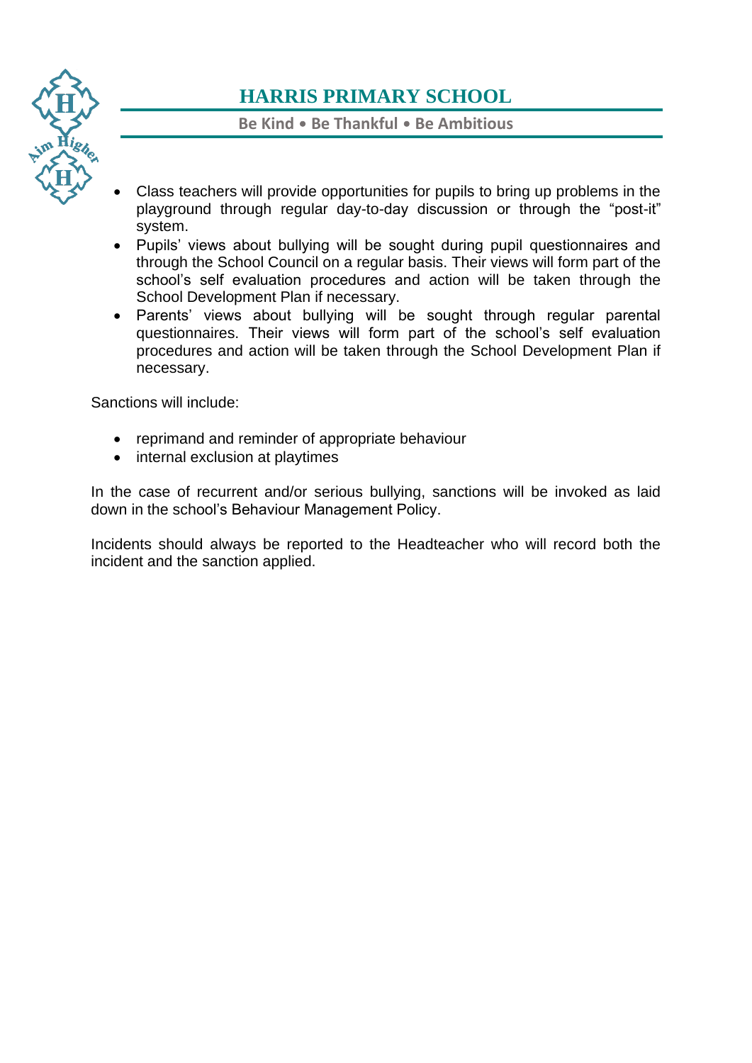- Class teachers will provide opportunities for pupils to bring up problems in the playground through regular day-to-day discussion or through the "post-it" system.
- Pupils' views about bullying will be sought during pupil questionnaires and through the School Council on a regular basis. Their views will form part of the school's self evaluation procedures and action will be taken through the School Development Plan if necessary.
- Parents' views about bullying will be sought through regular parental questionnaires. Their views will form part of the school's self evaluation procedures and action will be taken through the School Development Plan if necessary.

Sanctions will include:

- reprimand and reminder of appropriate behaviour
- internal exclusion at playtimes

In the case of recurrent and/or serious bullying, sanctions will be invoked as laid down in the school's Behaviour Management Policy.

Incidents should always be reported to the Headteacher who will record both the incident and the sanction applied.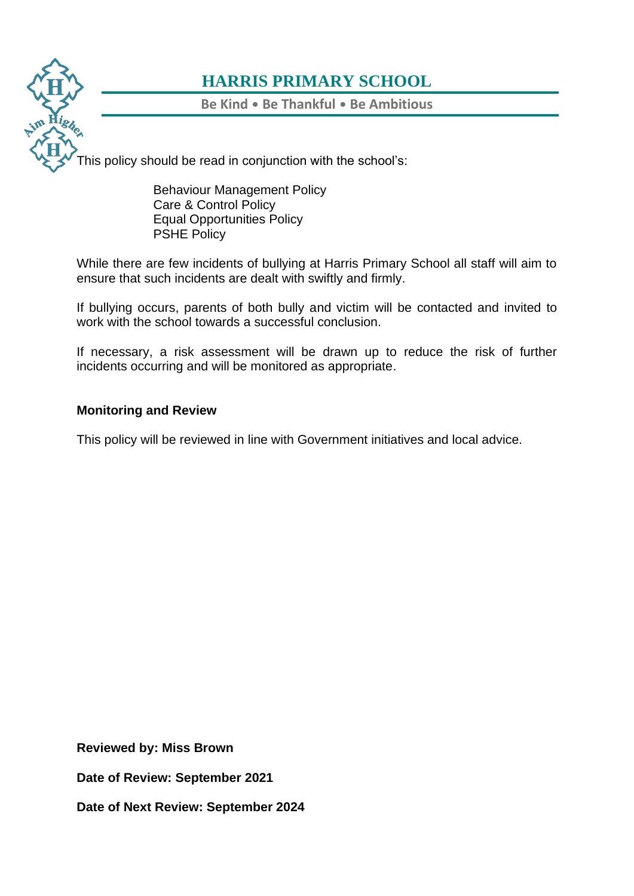This policy should be read in conjunction with the school's:

Behaviour Management Policy
Care & Control Policy
Equal Opportunities Policy
PSHE Policy

While there are few incidents of bullying at Harris Primary School all staff will aim to ensure that such incidents are dealt with swiftly and firmly.

If bullying occurs, parents of both bully and victim will be contacted and invited to work with the school towards a successful conclusion.

If necessary, a risk assessment will be drawn up to reduce the risk of further incidents occurring and will be monitored as appropriate.

**Monitoring and Review**

This policy will be reviewed in line with Government initiatives and local advice.

**Reviewed by: Miss Brown**

**Date of Review: September 2021**

**Date of Next Review: September 2024**